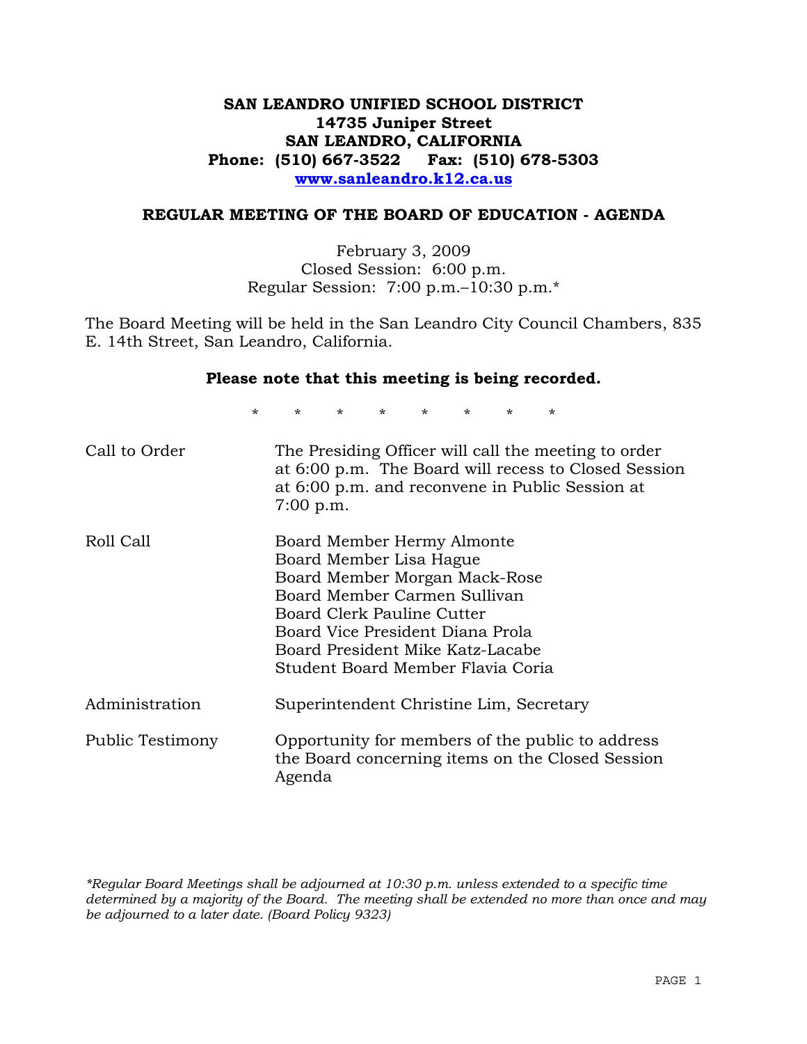**SAN LEANDRO UNIFIED SCHOOL DISTRICT**
**14735 Juniper Street**
**SAN LEANDRO, CALIFORNIA**
**Phone: (510) 667-3522 Fax: (510) 678-5303**
**www.sanleandro.k12.ca.us**

## REGULAR MEETING OF THE BOARD OF EDUCATION - AGENDA

February 3, 2009
Closed Session: 6:00 p.m.
Regular Session: 7:00 p.m.–10:30 p.m.*

The Board Meeting will be held in the San Leandro City Council Chambers, 835 E. 14th Street, San Leandro, California.

**Please note that this meeting is being recorded.**

* * * * * * * *

| | |
|---|---|
| Call to Order | The Presiding Officer will call the meeting to order at 6:00 p.m. The Board will recess to Closed Session at 6:00 p.m. and reconvene in Public Session at 7:00 p.m. |
| Roll Call | Board Member Hermy Almonte<br>Board Member Lisa Hague<br>Board Member Morgan Mack-Rose<br>Board Member Carmen Sullivan<br>Board Clerk Pauline Cutter<br>Board Vice President Diana Prola<br>Board President Mike Katz-Lacabe<br>Student Board Member Flavia Coria |
| Administration | Superintendent Christine Lim, Secretary |
| Public Testimony | Opportunity for members of the public to address the Board concerning items on the Closed Session Agenda |

*\*Regular Board Meetings shall be adjourned at 10:30 p.m. unless extended to a specific time determined by a majority of the Board. The meeting shall be extended no more than once and may be adjourned to a later date. (Board Policy 9323)*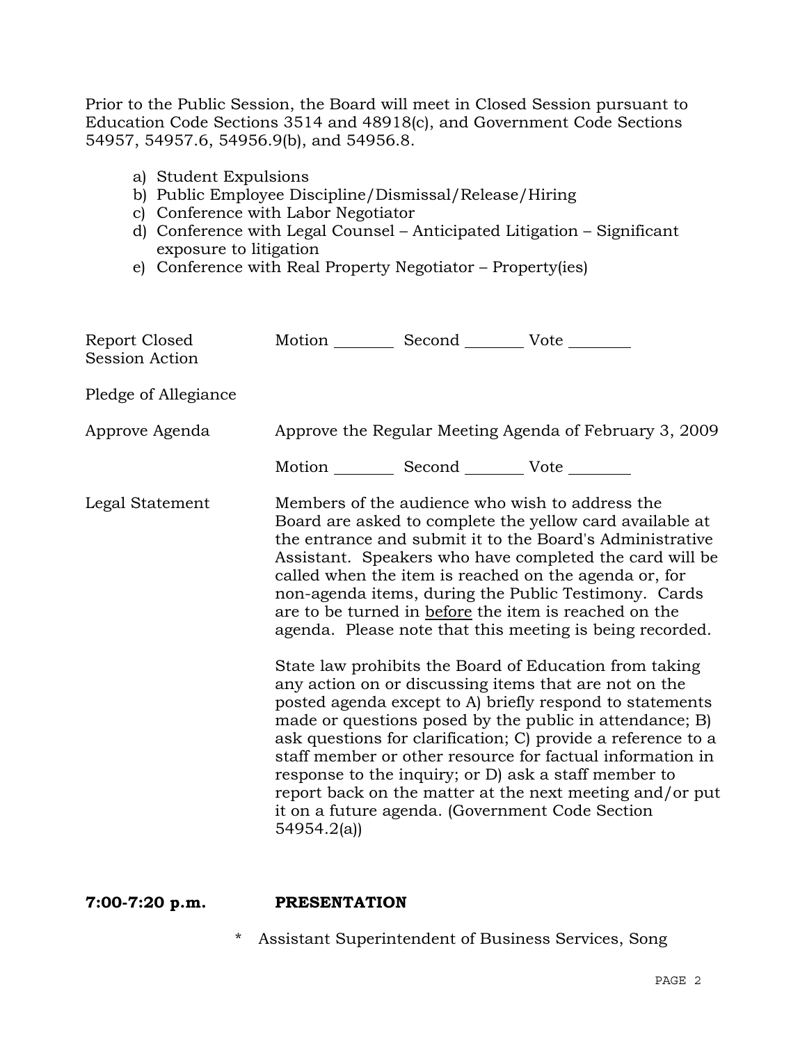Prior to the Public Session, the Board will meet in Closed Session pursuant to Education Code Sections 3514 and 48918(c), and Government Code Sections 54957, 54957.6, 54956.9(b), and 54956.8.

a) Student Expulsions
b) Public Employee Discipline/Dismissal/Release/Hiring
c) Conference with Labor Negotiator
d) Conference with Legal Counsel – Anticipated Litigation – Significant exposure to litigation
e) Conference with Real Property Negotiator – Property(ies)

Report Closed Session Action — Motion ________ Second ________ Vote ________

Pledge of Allegiance

Approve Agenda — Approve the Regular Meeting Agenda of February 3, 2009

Motion ________ Second ________ Vote ________

Legal Statement — Members of the audience who wish to address the Board are asked to complete the yellow card available at the entrance and submit it to the Board's Administrative Assistant. Speakers who have completed the card will be called when the item is reached on the agenda or, for non-agenda items, during the Public Testimony. Cards are to be turned in <u>before</u> the item is reached on the agenda. Please note that this meeting is being recorded.

State law prohibits the Board of Education from taking any action on or discussing items that are not on the posted agenda except to A) briefly respond to statements made or questions posed by the public in attendance; B) ask questions for clarification; C) provide a reference to a staff member or other resource for factual information in response to the inquiry; or D) ask a staff member to report back on the matter at the next meeting and/or put it on a future agenda. (Government Code Section 54954.2(a))

**7:00-7:20 p.m.** **PRESENTATION**

* Assistant Superintendent of Business Services, Song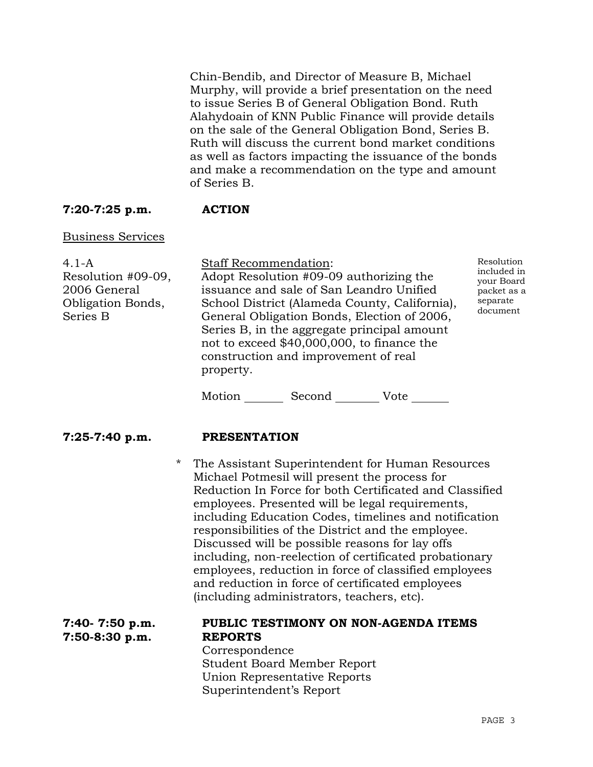Chin-Bendib, and Director of Measure B, Michael Murphy, will provide a brief presentation on the need to issue Series B of General Obligation Bond. Ruth Alahydoain of KNN Public Finance will provide details on the sale of the General Obligation Bond, Series B. Ruth will discuss the current bond market conditions as well as factors impacting the issuance of the bonds and make a recommendation on the type and amount of Series B.

**7:20-7:25 p.m.** **ACTION**

Business Services

4.1-A
Resolution #09-09, 2006 General Obligation Bonds, Series B

Staff Recommendation:
Adopt Resolution #09-09 authorizing the issuance and sale of San Leandro Unified School District (Alameda County, California), General Obligation Bonds, Election of 2006, Series B, in the aggregate principal amount not to exceed $40,000,000, to finance the construction and improvement of real property.

Resolution included in your Board packet as a separate document

Motion _______ Second ________ Vote ______

**7:25-7:40 p.m.** **PRESENTATION**

* The Assistant Superintendent for Human Resources Michael Potmesil will present the process for Reduction In Force for both Certificated and Classified employees. Presented will be legal requirements, including Education Codes, timelines and notification responsibilities of the District and the employee. Discussed will be possible reasons for lay offs including, non-reelection of certificated probationary employees, reduction in force of classified employees and reduction in force of certificated employees (including administrators, teachers, etc).

**7:40- 7:50 p.m.** **PUBLIC TESTIMONY ON NON-AGENDA ITEMS**

**7:50-8:30 p.m.** **REPORTS**

Correspondence
Student Board Member Report
Union Representative Reports
Superintendent's Report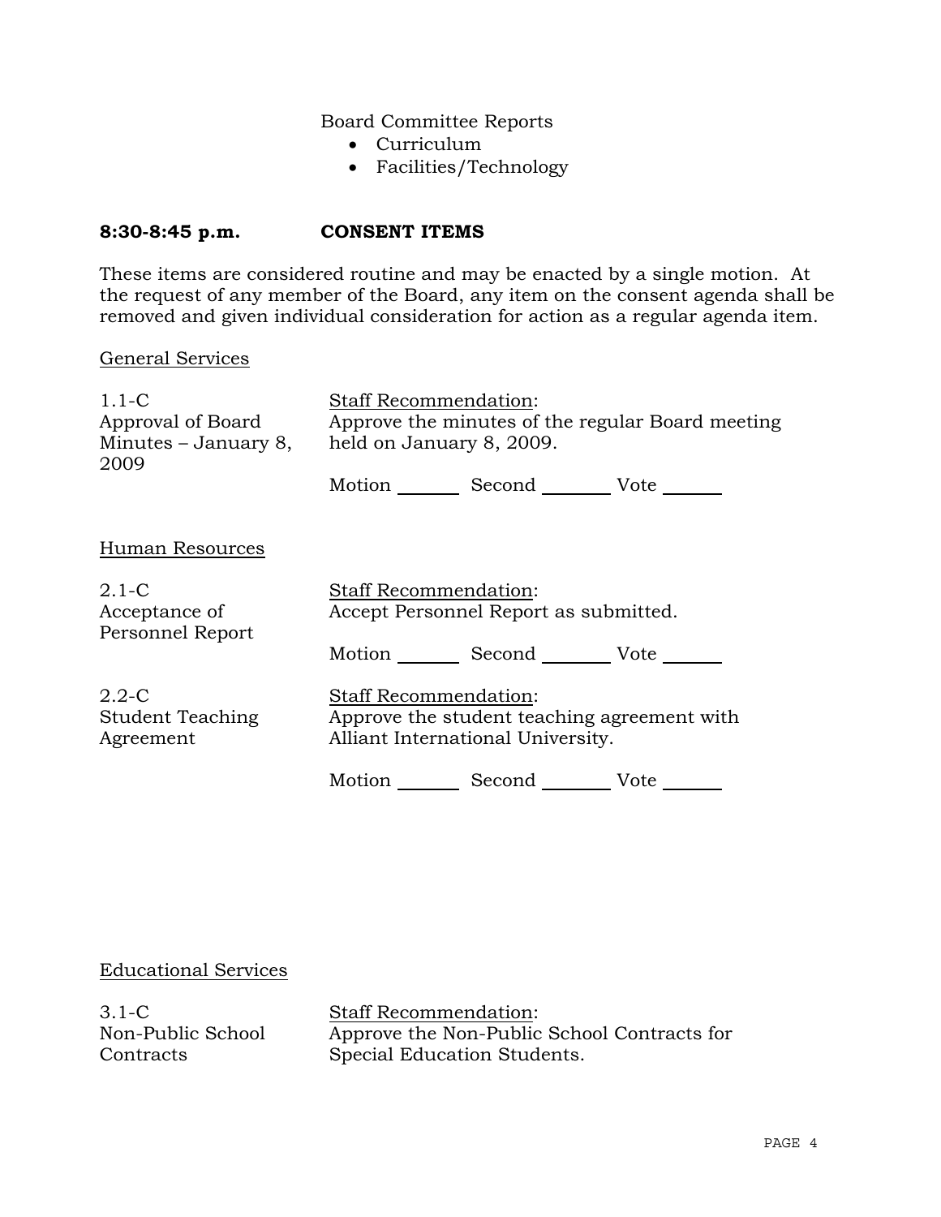Board Committee Reports

- Curriculum
- Facilities/Technology

**8:30-8:45 p.m.      CONSENT ITEMS**

These items are considered routine and may be enacted by a single motion. At the request of any member of the Board, any item on the consent agenda shall be removed and given individual consideration for action as a regular agenda item.

General Services

| | |
|---|---|
| 1.1-C<br>Approval of Board Minutes – January 8, 2009 | Staff Recommendation:<br>Approve the minutes of the regular Board meeting held on January 8, 2009.<br><br>Motion _______ Second _______ Vote _______ |

Human Resources

| | |
|---|---|
| 2.1-C<br>Acceptance of Personnel Report | Staff Recommendation:<br>Accept Personnel Report as submitted.<br><br>Motion _______ Second _______ Vote _______ |
| 2.2-C<br>Student Teaching Agreement | Staff Recommendation:<br>Approve the student teaching agreement with Alliant International University.<br><br>Motion _______ Second _______ Vote _______ |

Educational Services

| | |
|---|---|
| 3.1-C<br>Non-Public School Contracts | Staff Recommendation:<br>Approve the Non-Public School Contracts for Special Education Students. |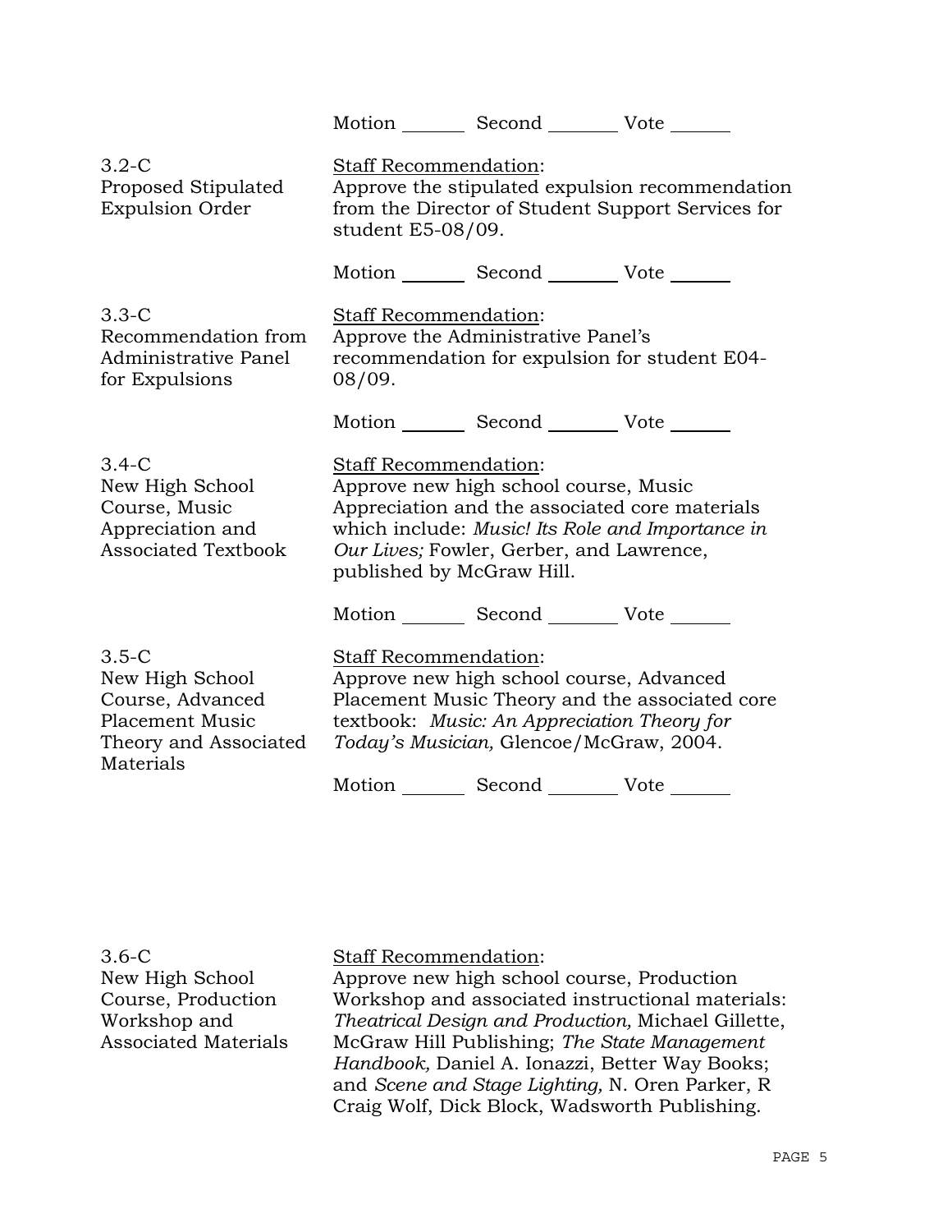Motion _______ Second _______ Vote _______

**3.2-C**
**Proposed Stipulated Expulsion Order**

Staff Recommendation:
Approve the stipulated expulsion recommendation from the Director of Student Support Services for student E5-08/09.

Motion _______ Second _______ Vote _______

**3.3-C**
**Recommendation from Administrative Panel for Expulsions**

Staff Recommendation:
Approve the Administrative Panel's recommendation for expulsion for student E04-08/09.

Motion _______ Second _______ Vote _______

**3.4-C**
**New High School Course, Music Appreciation and Associated Textbook**

Staff Recommendation:
Approve new high school course, Music Appreciation and the associated core materials which include: *Music! Its Role and Importance in Our Lives;* Fowler, Gerber, and Lawrence, published by McGraw Hill.

Motion _______ Second _______ Vote _______

**3.5-C**
**New High School Course, Advanced Placement Music Theory and Associated Materials**

Staff Recommendation:
Approve new high school course, Advanced Placement Music Theory and the associated core textbook: *Music: An Appreciation Theory for Today's Musician,* Glencoe/McGraw, 2004.

Motion _______ Second _______ Vote _______

**3.6-C**
**New High School Course, Production Workshop and Associated Materials**

Staff Recommendation:
Approve new high school course, Production Workshop and associated instructional materials: *Theatrical Design and Production,* Michael Gillette, McGraw Hill Publishing; *The State Management Handbook,* Daniel A. Ionazzi, Better Way Books; and *Scene and Stage Lighting,* N. Oren Parker, R Craig Wolf, Dick Block, Wadsworth Publishing.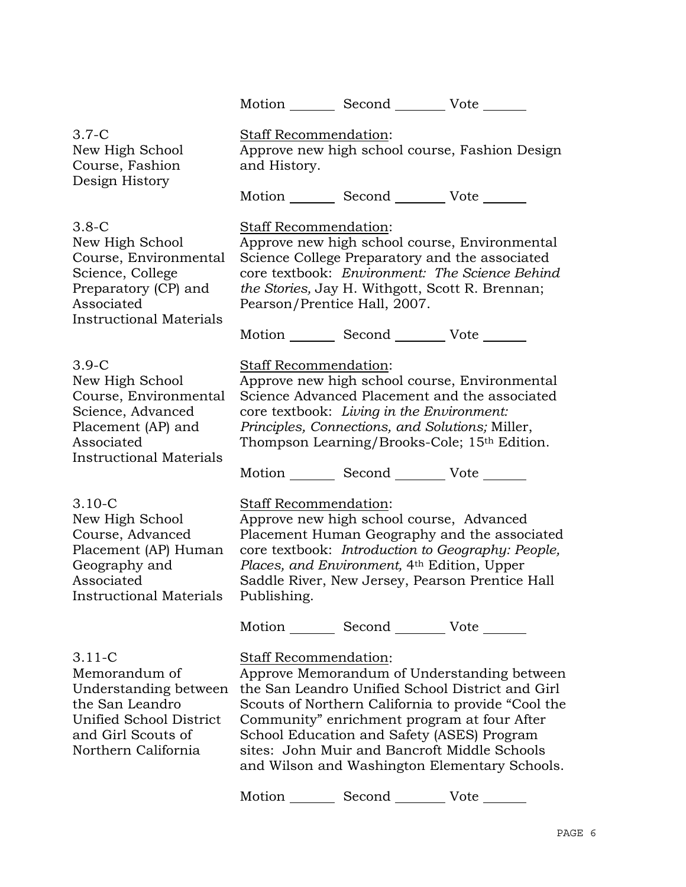Motion _______ Second _______ Vote _______

**3.7-C**
**New High School Course, Fashion Design History**

Staff Recommendation:
Approve new high school course, Fashion Design and History.

Motion _______ Second _______ Vote _______

**3.8-C**
**New High School Course, Environmental Science, College Preparatory (CP) and Associated Instructional Materials**

Staff Recommendation:
Approve new high school course, Environmental Science College Preparatory and the associated core textbook: *Environment: The Science Behind the Stories,* Jay H. Withgott, Scott R. Brennan; Pearson/Prentice Hall, 2007.

Motion _______ Second _______ Vote _______

**3.9-C**
**New High School Course, Environmental Science, Advanced Placement (AP) and Associated Instructional Materials**

Staff Recommendation:
Approve new high school course, Environmental Science Advanced Placement and the associated core textbook: *Living in the Environment: Principles, Connections, and Solutions;* Miller, Thompson Learning/Brooks-Cole; 15th Edition.

Motion _______ Second _______ Vote _______

**3.10-C**
**New High School Course, Advanced Placement (AP) Human Geography and Associated Instructional Materials**

Staff Recommendation:
Approve new high school course, Advanced Placement Human Geography and the associated core textbook: *Introduction to Geography: People, Places, and Environment,* 4th Edition, Upper Saddle River, New Jersey, Pearson Prentice Hall Publishing.

Motion _______ Second _______ Vote _______

**3.11-C**
**Memorandum of Understanding between the San Leandro Unified School District and Girl Scouts of Northern California**

Staff Recommendation:
Approve Memorandum of Understanding between the San Leandro Unified School District and Girl Scouts of Northern California to provide "Cool the Community" enrichment program at four After School Education and Safety (ASES) Program sites: John Muir and Bancroft Middle Schools and Wilson and Washington Elementary Schools.

Motion _______ Second _______ Vote _______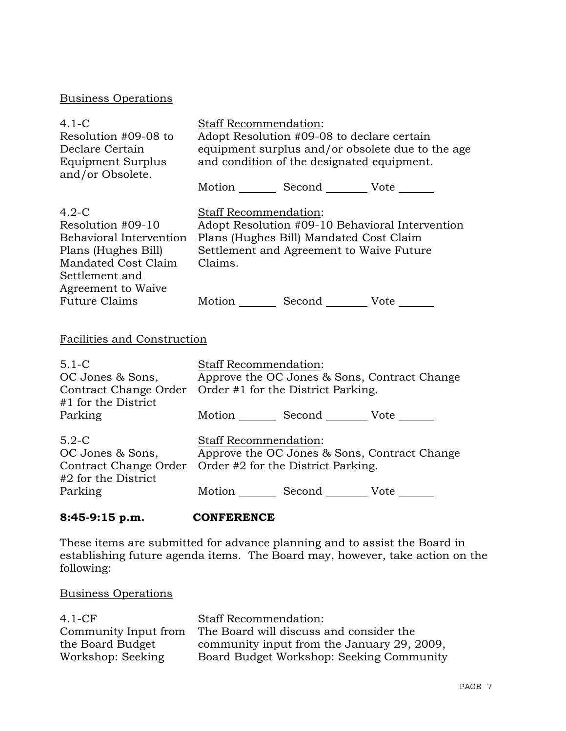Business Operations

| | |
|---|---|
| 4.1-C<br>Resolution #09-08 to Declare Certain Equipment Surplus and/or Obsolete. | Staff Recommendation:<br>Adopt Resolution #09-08 to declare certain equipment surplus and/or obsolete due to the age and condition of the designated equipment.<br><br>Motion _______ Second _______ Vote _______ |
| 4.2-C<br>Resolution #09-10 Behavioral Intervention Plans (Hughes Bill) Mandated Cost Claim Settlement and Agreement to Waive Future Claims | Staff Recommendation:<br>Adopt Resolution #09-10 Behavioral Intervention Plans (Hughes Bill) Mandated Cost Claim Settlement and Agreement to Waive Future Claims.<br><br>Motion _______ Second _______ Vote _______ |

Facilities and Construction

| | |
|---|---|
| 5.1-C<br>OC Jones & Sons, Contract Change Order #1 for the District Parking | Staff Recommendation:<br>Approve the OC Jones & Sons, Contract Change Order #1 for the District Parking.<br><br>Motion _______ Second _______ Vote _______ |
| 5.2-C<br>OC Jones & Sons, Contract Change Order #2 for the District Parking | Staff Recommendation:<br>Approve the OC Jones & Sons, Contract Change Order #2 for the District Parking.<br><br>Motion _______ Second _______ Vote _______ |

**8:45-9:15 p.m. CONFERENCE**

These items are submitted for advance planning and to assist the Board in establishing future agenda items. The Board may, however, take action on the following:

Business Operations

| | |
|---|---|
| 4.1-CF<br>Community Input from the Board Budget Workshop: Seeking | Staff Recommendation:<br>The Board will discuss and consider the community input from the January 29, 2009, Board Budget Workshop: Seeking Community |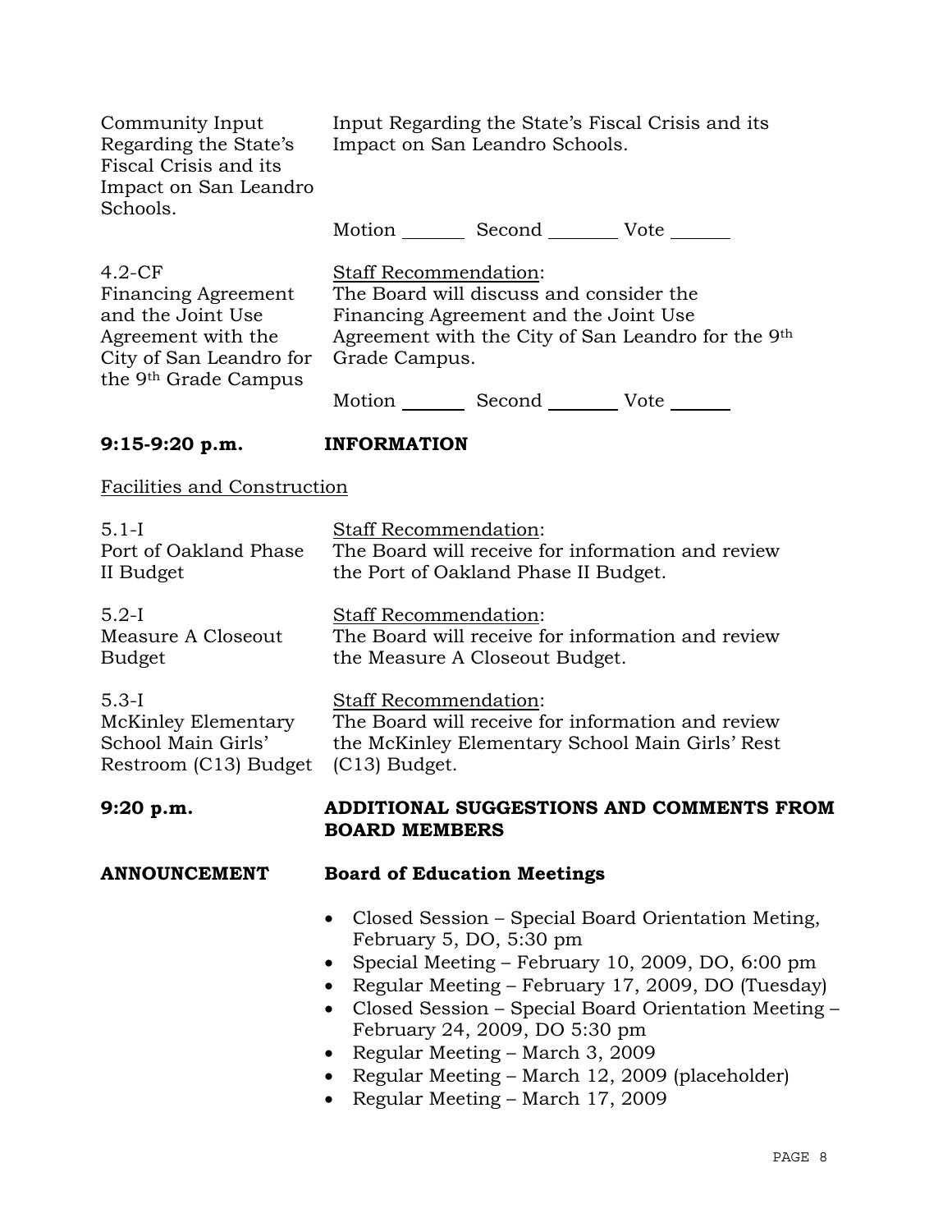Community Input Regarding the State's Fiscal Crisis and its Impact on San Leandro Schools.

Input Regarding the State's Fiscal Crisis and its Impact on San Leandro Schools.

Motion _______ Second ________ Vote _______

4.2-CF
Financing Agreement and the Joint Use Agreement with the City of San Leandro for the 9th Grade Campus

Staff Recommendation:
The Board will discuss and consider the Financing Agreement and the Joint Use Agreement with the City of San Leandro for the 9th Grade Campus.

Motion _______ Second ________ Vote _______

**9:15-9:20 p.m. INFORMATION**

Facilities and Construction

5.1-I
Port of Oakland Phase II Budget

Staff Recommendation:
The Board will receive for information and review the Port of Oakland Phase II Budget.

5.2-I
Measure A Closeout Budget

Staff Recommendation:
The Board will receive for information and review the Measure A Closeout Budget.

5.3-I
McKinley Elementary School Main Girls' Restroom (C13) Budget

Staff Recommendation:
The Board will receive for information and review the McKinley Elementary School Main Girls' Rest (C13) Budget.

**9:20 p.m. ADDITIONAL SUGGESTIONS AND COMMENTS FROM BOARD MEMBERS**

**ANNOUNCEMENT Board of Education Meetings**

- Closed Session – Special Board Orientation Meting, February 5, DO, 5:30 pm
- Special Meeting – February 10, 2009, DO, 6:00 pm
- Regular Meeting – February 17, 2009, DO (Tuesday)
- Closed Session – Special Board Orientation Meeting – February 24, 2009, DO 5:30 pm
- Regular Meeting – March 3, 2009
- Regular Meeting – March 12, 2009 (placeholder)
- Regular Meeting – March 17, 2009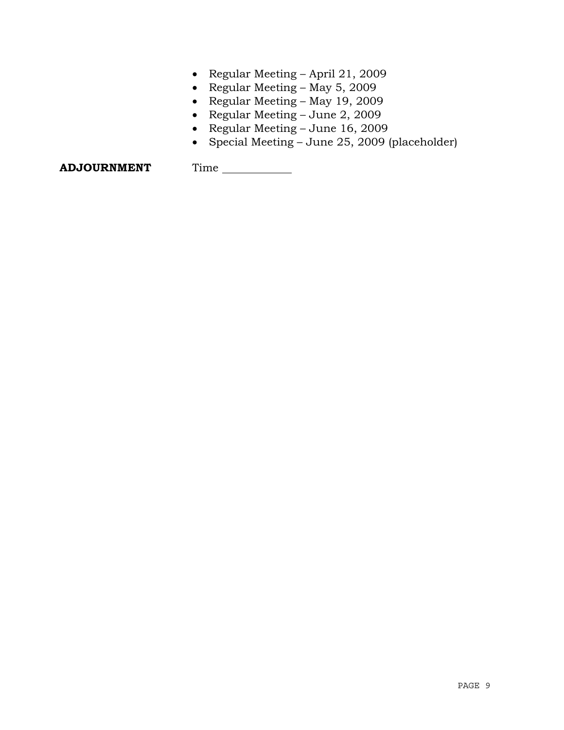- Regular Meeting – April 21, 2009
- Regular Meeting – May 5, 2009
- Regular Meeting – May 19, 2009
- Regular Meeting – June 2, 2009
- Regular Meeting – June 16, 2009
- Special Meeting – June 25, 2009 (placeholder)

**ADJOURNMENT** Time ____________